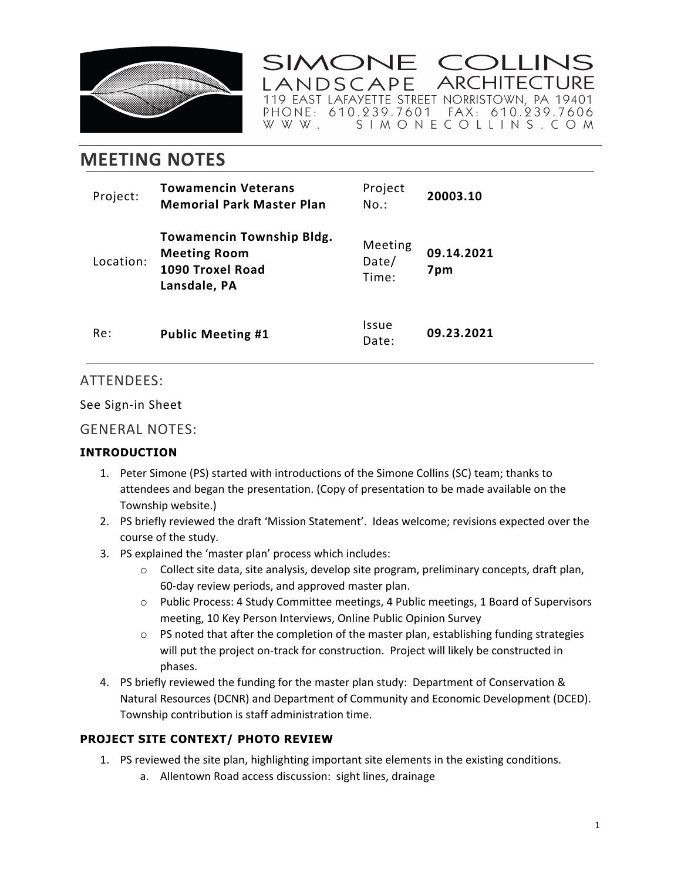SIMONE COLLINS
LANDSCAPE ARCHITECTURE
119 EAST LAFAYETTE STREET NORRISTOWN, PA 19401
PHONE: 610.239.7601 FAX: 610.239.7606
WWW. SIMONECOLLINS.COM

# MEETING NOTES

| | | | |
|---|---|---|---|
| Project: | **Towamencin Veterans Memorial Park Master Plan** | Project No.: | **20003.10** |
| Location: | **Towamencin Township Bldg. Meeting Room 1090 Troxel Road Lansdale, PA** | Meeting Date/ Time: | **09.14.2021 7pm** |
| Re: | **Public Meeting #1** | Issue Date: | **09.23.2021** |

## ATTENDEES:

See Sign-in Sheet

## GENERAL NOTES:

### INTRODUCTION

1. Peter Simone (PS) started with introductions of the Simone Collins (SC) team; thanks to attendees and began the presentation. (Copy of presentation to be made available on the Township website.)
2. PS briefly reviewed the draft 'Mission Statement'. Ideas welcome; revisions expected over the course of the study.
3. PS explained the 'master plan' process which includes:
   - Collect site data, site analysis, develop site program, preliminary concepts, draft plan, 60-day review periods, and approved master plan.
   - Public Process: 4 Study Committee meetings, 4 Public meetings, 1 Board of Supervisors meeting, 10 Key Person Interviews, Online Public Opinion Survey
   - PS noted that after the completion of the master plan, establishing funding strategies will put the project on-track for construction. Project will likely be constructed in phases.
4. PS briefly reviewed the funding for the master plan study: Department of Conservation & Natural Resources (DCNR) and Department of Community and Economic Development (DCED). Township contribution is staff administration time.

### PROJECT SITE CONTEXT/ PHOTO REVIEW

1. PS reviewed the site plan, highlighting important site elements in the existing conditions.
   a. Allentown Road access discussion: sight lines, drainage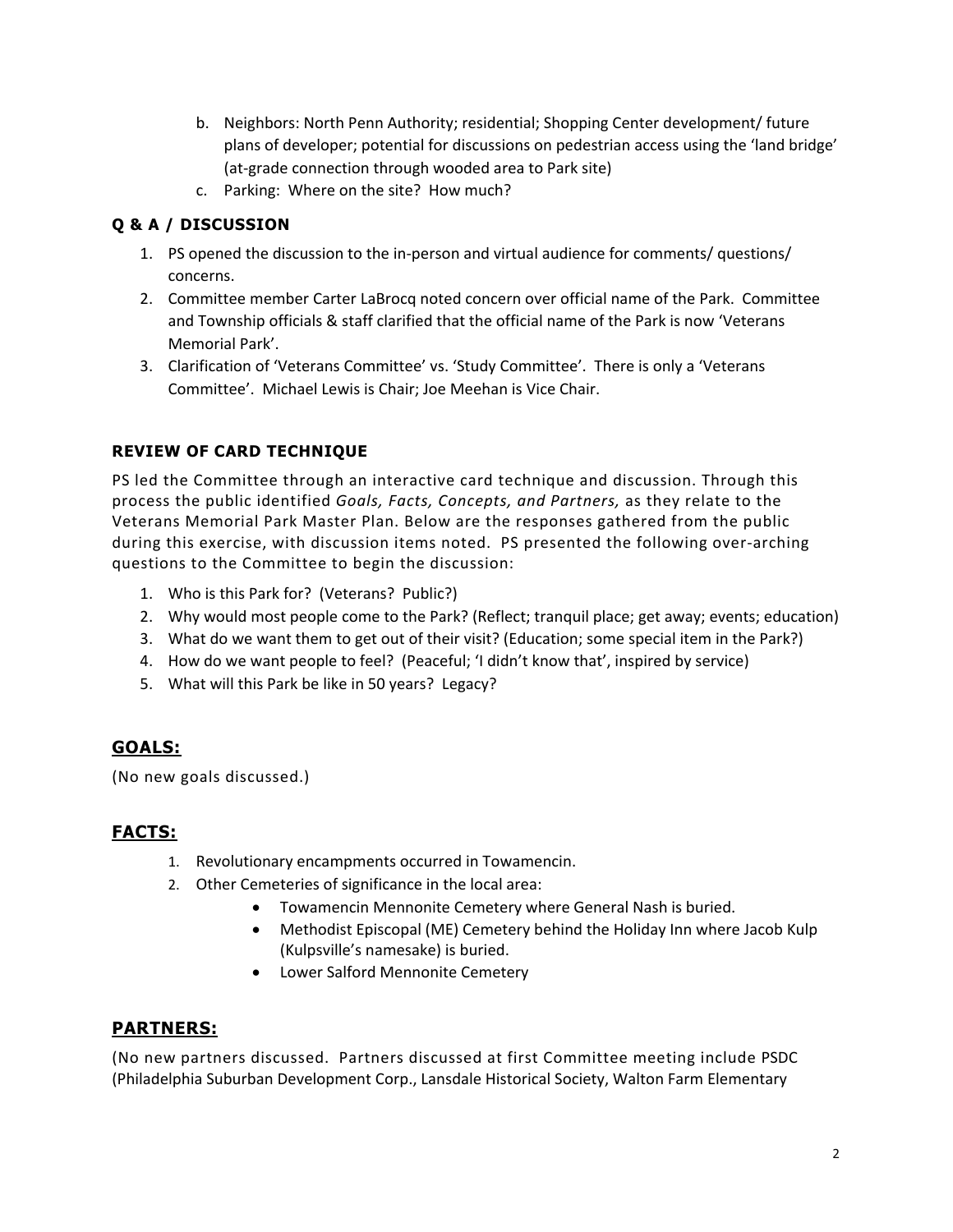b. Neighbors: North Penn Authority; residential; Shopping Center development/ future plans of developer; potential for discussions on pedestrian access using the 'land bridge' (at-grade connection through wooded area to Park site)
c. Parking: Where on the site? How much?

### Q & A / DISCUSSION

1. PS opened the discussion to the in-person and virtual audience for comments/ questions/ concerns.
2. Committee member Carter LaBrocq noted concern over official name of the Park. Committee and Township officials & staff clarified that the official name of the Park is now 'Veterans Memorial Park'.
3. Clarification of 'Veterans Committee' vs. 'Study Committee'. There is only a 'Veterans Committee'. Michael Lewis is Chair; Joe Meehan is Vice Chair.

### REVIEW OF CARD TECHNIQUE

PS led the Committee through an interactive card technique and discussion. Through this process the public identified *Goals, Facts, Concepts, and Partners,* as they relate to the Veterans Memorial Park Master Plan. Below are the responses gathered from the public during this exercise, with discussion items noted. PS presented the following over-arching questions to the Committee to begin the discussion:

1. Who is this Park for? (Veterans? Public?)
2. Why would most people come to the Park? (Reflect; tranquil place; get away; events; education)
3. What do we want them to get out of their visit? (Education; some special item in the Park?)
4. How do we want people to feel? (Peaceful; 'I didn't know that', inspired by service)
5. What will this Park be like in 50 years? Legacy?

## GOALS:

(No new goals discussed.)

## FACTS:

1. Revolutionary encampments occurred in Towamencin.
2. Other Cemeteries of significance in the local area:
   - Towamencin Mennonite Cemetery where General Nash is buried.
   - Methodist Episcopal (ME) Cemetery behind the Holiday Inn where Jacob Kulp (Kulpsville's namesake) is buried.
   - Lower Salford Mennonite Cemetery

## PARTNERS:

(No new partners discussed. Partners discussed at first Committee meeting include PSDC (Philadelphia Suburban Development Corp., Lansdale Historical Society, Walton Farm Elementary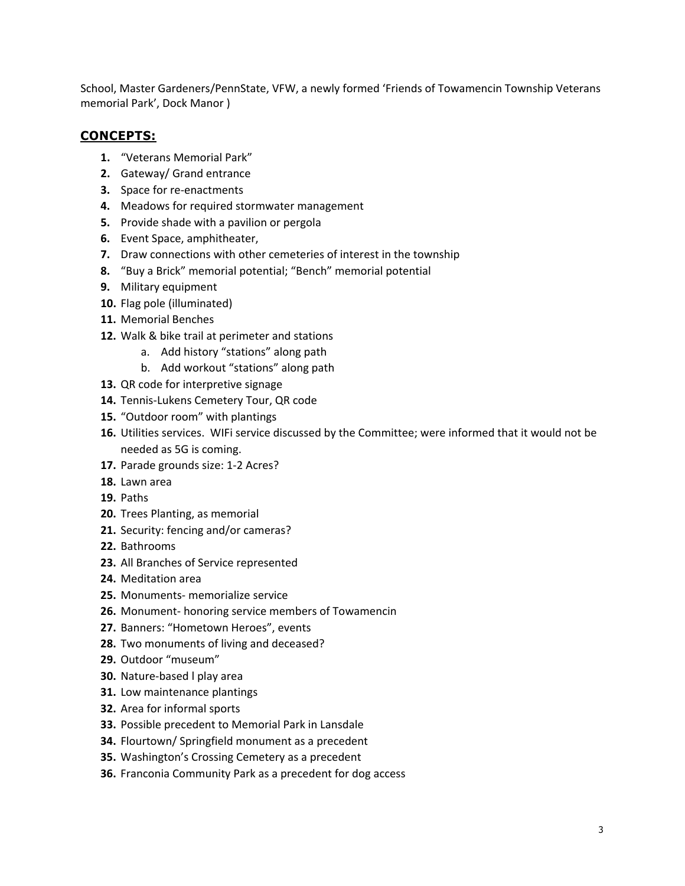School, Master Gardeners/PennState, VFW, a newly formed 'Friends of Towamencin Township Veterans memorial Park', Dock Manor )

## **CONCEPTS:**

1. "Veterans Memorial Park"
2. Gateway/ Grand entrance
3. Space for re-enactments
4. Meadows for required stormwater management
5. Provide shade with a pavilion or pergola
6. Event Space, amphitheater,
7. Draw connections with other cemeteries of interest in the township
8. "Buy a Brick" memorial potential; "Bench" memorial potential
9. Military equipment
10. Flag pole (illuminated)
11. Memorial Benches
12. Walk & bike trail at perimeter and stations
    a. Add history "stations" along path
    b. Add workout "stations" along path
13. QR code for interpretive signage
14. Tennis-Lukens Cemetery Tour, QR code
15. "Outdoor room" with plantings
16. Utilities services. WIFi service discussed by the Committee; were informed that it would not be needed as 5G is coming.
17. Parade grounds size: 1-2 Acres?
18. Lawn area
19. Paths
20. Trees Planting, as memorial
21. Security: fencing and/or cameras?
22. Bathrooms
23. All Branches of Service represented
24. Meditation area
25. Monuments- memorialize service
26. Monument- honoring service members of Towamencin
27. Banners: "Hometown Heroes", events
28. Two monuments of living and deceased?
29. Outdoor "museum"
30. Nature-based l play area
31. Low maintenance plantings
32. Area for informal sports
33. Possible precedent to Memorial Park in Lansdale
34. Flourtown/ Springfield monument as a precedent
35. Washington's Crossing Cemetery as a precedent
36. Franconia Community Park as a precedent for dog access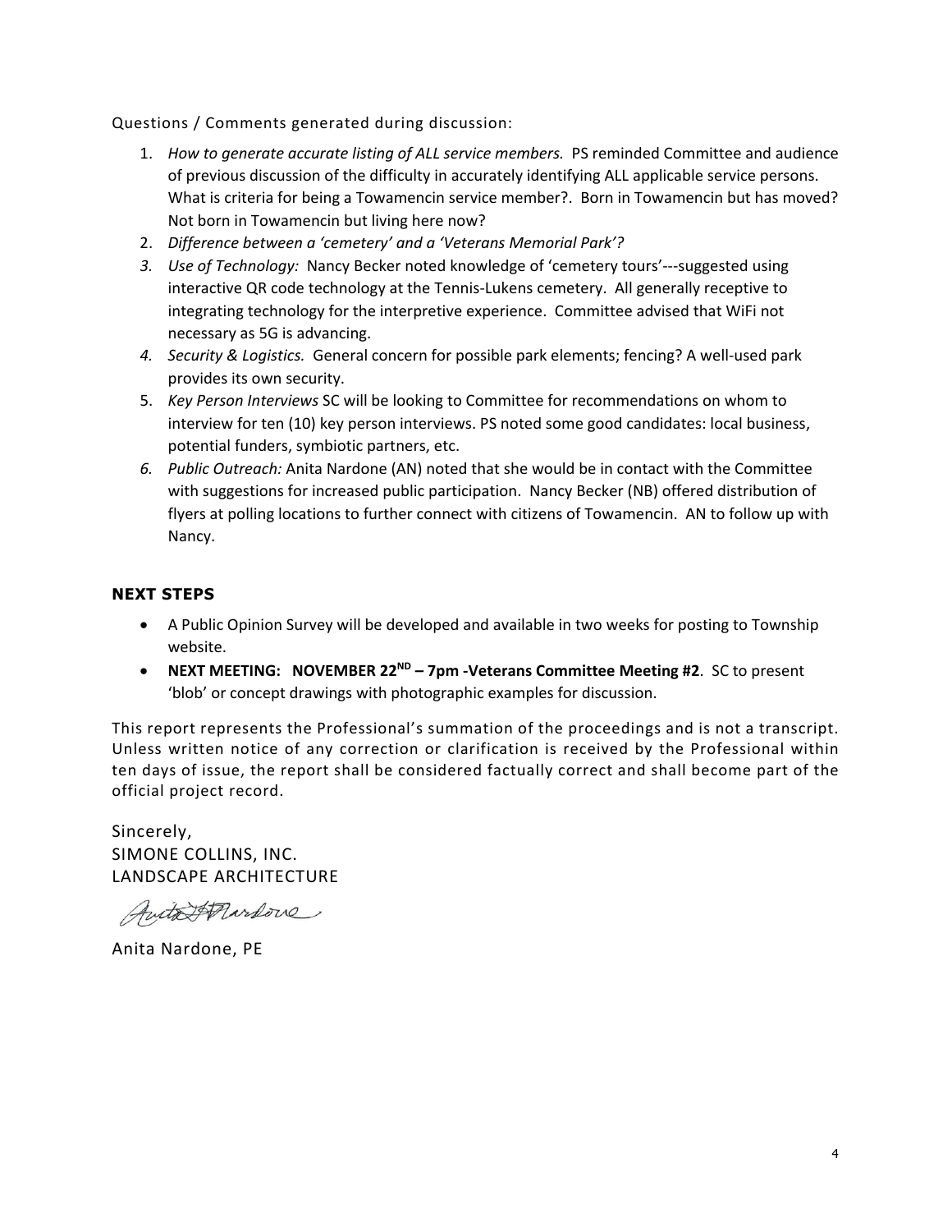Questions / Comments generated during discussion:

1. *How to generate accurate listing of ALL service members.* PS reminded Committee and audience of previous discussion of the difficulty in accurately identifying ALL applicable service persons. What is criteria for being a Towamencin service member?. Born in Towamencin but has moved? Not born in Towamencin but living here now?
2. *Difference between a 'cemetery' and a 'Veterans Memorial Park'?*
3. *Use of Technology:* Nancy Becker noted knowledge of 'cemetery tours'---suggested using interactive QR code technology at the Tennis-Lukens cemetery. All generally receptive to integrating technology for the interpretive experience. Committee advised that WiFi not necessary as 5G is advancing.
4. *Security & Logistics.* General concern for possible park elements; fencing? A well-used park provides its own security.
5. *Key Person Interviews* SC will be looking to Committee for recommendations on whom to interview for ten (10) key person interviews. PS noted some good candidates: local business, potential funders, symbiotic partners, etc.
6. *Public Outreach:* Anita Nardone (AN) noted that she would be in contact with the Committee with suggestions for increased public participation. Nancy Becker (NB) offered distribution of flyers at polling locations to further connect with citizens of Towamencin. AN to follow up with Nancy.

## NEXT STEPS

- A Public Opinion Survey will be developed and available in two weeks for posting to Township website.
- **NEXT MEETING: NOVEMBER 22ND – 7pm -Veterans Committee Meeting #2**. SC to present 'blob' or concept drawings with photographic examples for discussion.

This report represents the Professional's summation of the proceedings and is not a transcript. Unless written notice of any correction or clarification is received by the Professional within ten days of issue, the report shall be considered factually correct and shall become part of the official project record.

Sincerely,
SIMONE COLLINS, INC.
LANDSCAPE ARCHITECTURE

Anita Nardone, PE